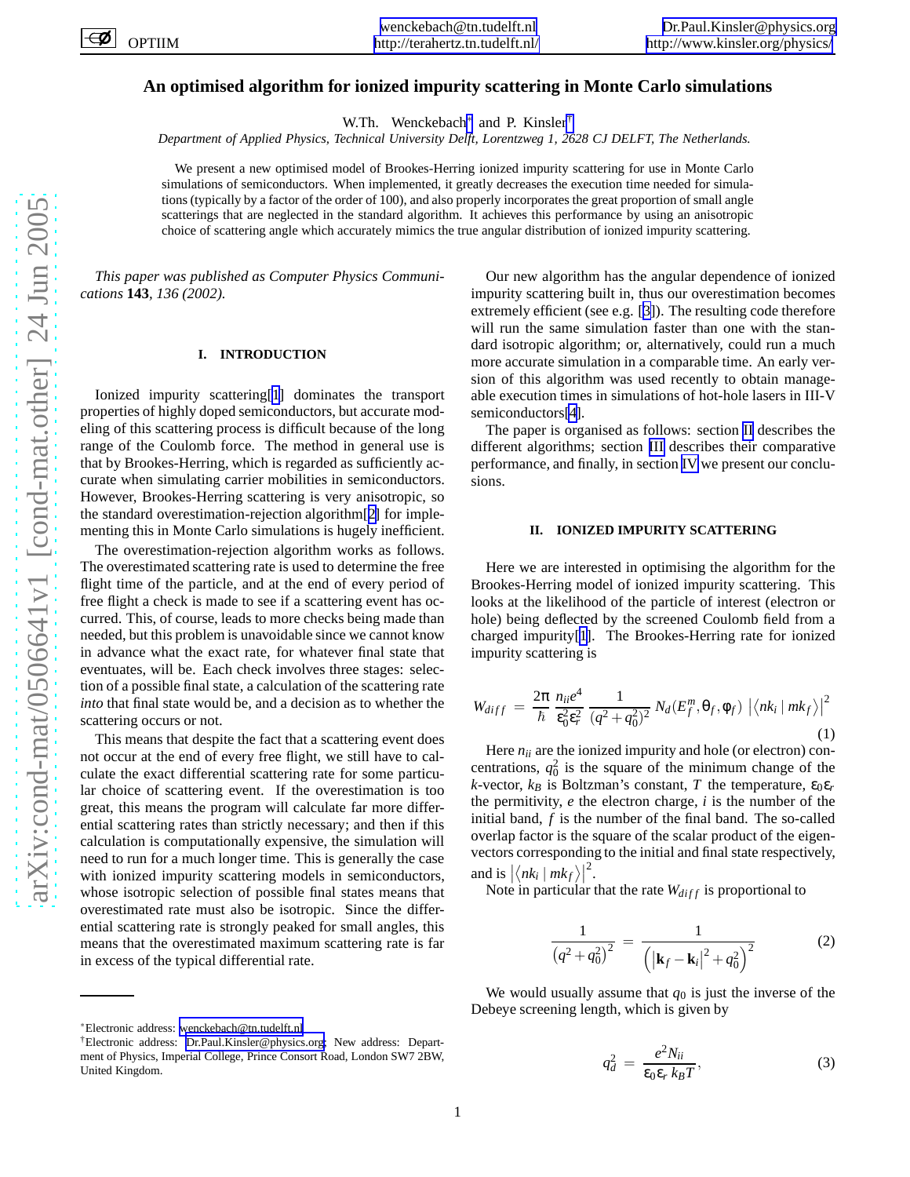# An optimised algorithm for ionized impurity scattering in Monte Carlo simulations

W.Th. Wenckebach* and P. Kinsler†

*Department of Applied Physics, Technical University Delft, Lorentzweg 1, 2628 CJ DELFT, The Netherlands.*

We present a new optimised model of Brookes-Herring ionized impurity scattering for use in Monte Carlo simulations of semiconductors. When implemented, it greatly decreases the execution time needed for simulations (typically by a factor of the order of 100), and also properly incorporates the great proportion of small angle scatterings that are neglected in the standard algorithm. It achieves this performance by using an anisotropic choice of scattering angle which accurately mimics the true angular distribution of ionized impurity scattering.

*This paper was published as Computer Physics Communications* **143**, *136 (2002).*

## I. INTRODUCTION

Ionized impurity scattering[1] dominates the transport properties of highly doped semiconductors, but accurate modeling of this scattering process is difficult because of the long range of the Coulomb force. The method in general use is that by Brookes-Herring, which is regarded as sufficiently accurate when simulating carrier mobilities in semiconductors. However, Brookes-Herring scattering is very anisotropic, so the standard overestimation-rejection algorithm[2] for implementing this in Monte Carlo simulations is hugely inefficient.

The overestimation-rejection algorithm works as follows. The overestimated scattering rate is used to determine the free flight time of the particle, and at the end of every period of free flight a check is made to see if a scattering event has occurred. This, of course, leads to more checks being made than needed, but this problem is unavoidable since we cannot know in advance what the exact rate, for whatever final state that eventuates, will be. Each check involves three stages: selection of a possible final state, a calculation of the scattering rate *into* that final state would be, and a decision as to whether the scattering occurs or not.

This means that despite the fact that a scattering event does not occur at the end of every free flight, we still have to calculate the exact differential scattering rate for some particular choice of scattering event. If the overestimation is too great, this means the program will calculate far more differential scattering rates than strictly necessary; and then if this calculation is computationally expensive, the simulation will need to run for a much longer time. This is generally the case with ionized impurity scattering models in semiconductors, whose isotropic selection of possible final states means that overestimated rate must also be isotropic. Since the differential scattering rate is strongly peaked for small angles, this means that the overestimated maximum scattering rate is far in excess of the typical differential rate.

Our new algorithm has the angular dependence of ionized impurity scattering built in, thus our overestimation becomes extremely efficient (see e.g. [3]). The resulting code therefore will run the same simulation faster than one with the standard isotropic algorithm; or, alternatively, could run a much more accurate simulation in a comparable time. An early version of this algorithm was used recently to obtain manageable execution times in simulations of hot-hole lasers in III-V semiconductors[4].

The paper is organised as follows: section II describes the different algorithms; section III describes their comparative performance, and finally, in section IV we present our conclusions.

## II. IONIZED IMPURITY SCATTERING

Here we are interested in optimising the algorithm for the Brookes-Herring model of ionized impurity scattering. This looks at the likelihood of the particle of interest (electron or hole) being deflected by the screened Coulomb field from a charged impurity[1]. The Brookes-Herring rate for ionized impurity scattering is

$$W_{diff} = \frac{2\pi}{\hbar} \frac{n_{ii} e^4}{\varepsilon_0^2 \varepsilon_r^2} \frac{1}{(q^2+q_0^2)^2} N_d(E_f^m, \theta_f, \phi_f) \left| \langle nk_i \mid mk_f \rangle \right|^2 \tag{1}$$

Here $n_{ii}$ are the ionized impurity and hole (or electron) concentrations, $q_0^2$ is the square of the minimum change of the $k$-vector, $k_B$ is Boltzman's constant, $T$ the temperature, $\varepsilon_0\varepsilon_r$ the permitivity, $e$ the electron charge, $i$ is the number of the initial band, $f$ is the number of the final band. The so-called overlap factor is the square of the scalar product of the eigenvectors corresponding to the initial and final state respectively, and is $\left| \langle nk_i \mid mk_f \rangle \right|^2$.

Note in particular that the rate $W_{diff}$ is proportional to

$$\frac{1}{\left(q^2+q_0^2\right)^2} = \frac{1}{\left(\left|\mathbf{k}_f - \mathbf{k}_i\right|^2 + q_0^2\right)^2} \tag{2}$$

We would usually assume that $q_0$ is just the inverse of the Debeye screening length, which is given by

$$q_d^2 = \frac{e^2 N_{ii}}{\varepsilon_0 \varepsilon_r \, k_B T}, \tag{3}$$

---

*Electronic address: wenckebach@tn.tudelft.nl

†Electronic address: Dr.Paul.Kinsler@physics.org; New address: Department of Physics, Imperial College, Prince Consort Road, London SW7 2BW, United Kingdom.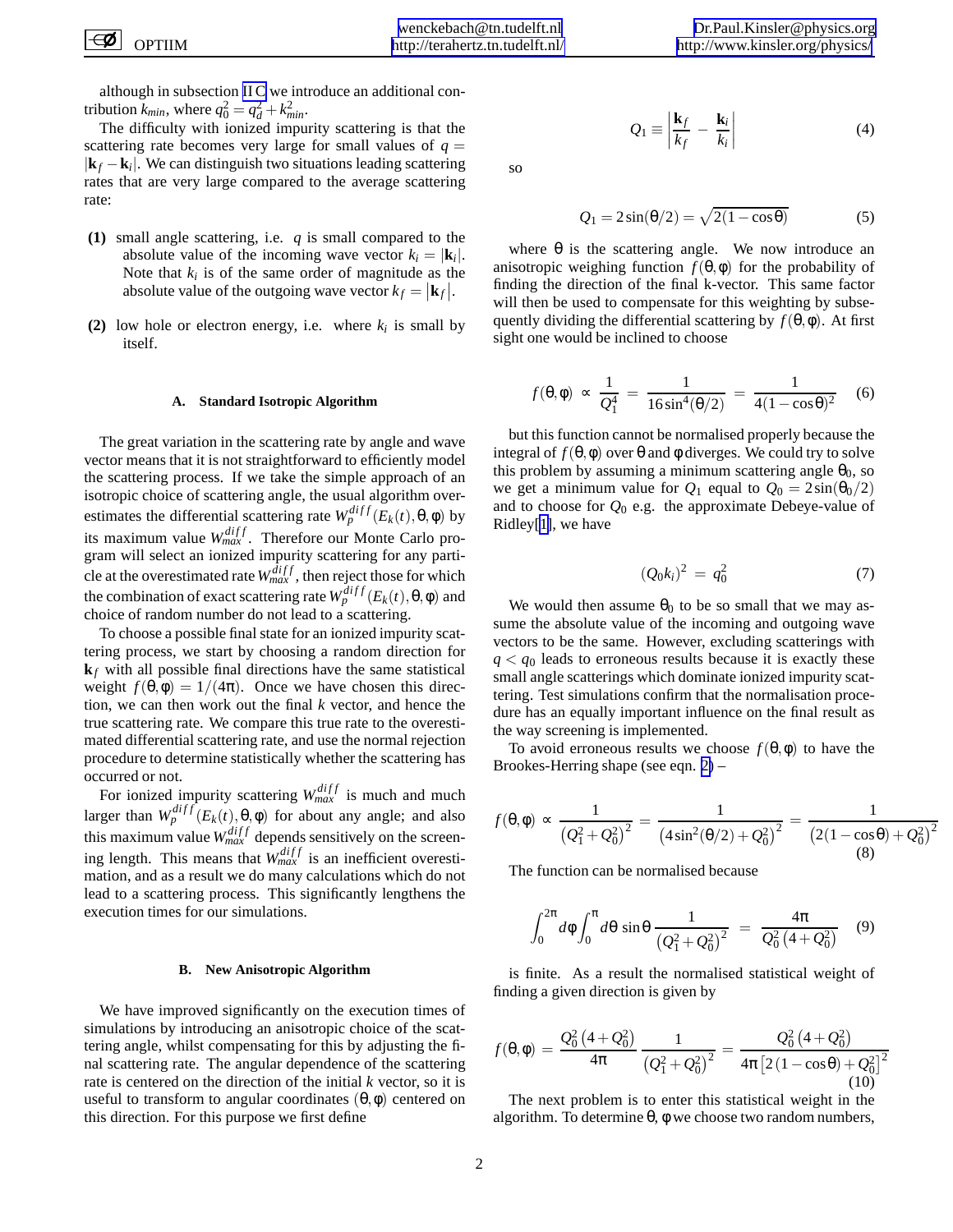although in subsection II C we introduce an additional contribution $k_{min}$, where $q_0^2 = q_d^2 + k_{min}^2$.

The difficulty with ionized impurity scattering is that the scattering rate becomes very large for small values of $q = |\mathbf{k}_f - \mathbf{k}_i|$. We can distinguish two situations leading scattering rates that are very large compared to the average scattering rate:

**(1)** small angle scattering, i.e. $q$ is small compared to the absolute value of the incoming wave vector $k_i = |\mathbf{k}_i|$. Note that $k_i$ is of the same order of magnitude as the absolute value of the outgoing wave vector $k_f = |\mathbf{k}_f|$.

**(2)** low hole or electron energy, i.e. where $k_i$ is small by itself.

### A. Standard Isotropic Algorithm

The great variation in the scattering rate by angle and wave vector means that it is not straightforward to efficiently model the scattering process. If we take the simple approach of an isotropic choice of scattering angle, the usual algorithm overestimates the differential scattering rate $W_p^{diff}(E_k(t), \theta, \phi)$ by its maximum value $W_{max}^{diff}$. Therefore our Monte Carlo program will select an ionized impurity scattering for any particle at the overestimated rate $W_{max}^{diff}$, then reject those for which the combination of exact scattering rate $W_p^{diff}(E_k(t), \theta, \phi)$ and choice of random number do not lead to a scattering.

To choose a possible final state for an ionized impurity scattering process, we start by choosing a random direction for $\mathbf{k}_f$ with all possible final directions have the same statistical weight $f(\theta, \phi) = 1/(4\pi)$. Once we have chosen this direction, we can then work out the final $k$ vector, and hence the true scattering rate. We compare this true rate to the overestimated differential scattering rate, and use the normal rejection procedure to determine statistically whether the scattering has occurred or not.

For ionized impurity scattering $W_{max}^{diff}$ is much and much larger than $W_p^{diff}(E_k(t), \theta, \phi)$ for about any angle; and also this maximum value $W_{max}^{diff}$ depends sensitively on the screening length. This means that $W_{max}^{diff}$ is an inefficient overestimation, and as a result we do many calculations which do not lead to a scattering process. This significantly lengthens the execution times for our simulations.

### B. New Anisotropic Algorithm

We have improved significantly on the execution times of simulations by introducing an anisotropic choice of the scattering angle, whilst compensating for this by adjusting the final scattering rate. The angular dependence of the scattering rate is centered on the direction of the initial $k$ vector, so it is useful to transform to angular coordinates $(\theta, \phi)$ centered on this direction. For this purpose we first define

$$Q_1 \equiv \left| \frac{\mathbf{k}_f}{k_f} - \frac{\mathbf{k}_i}{k_i} \right| \tag{4}$$

so

$$Q_1 = 2\sin(\theta/2) = \sqrt{2(1-\cos\theta)} \tag{5}$$

where $\theta$ is the scattering angle. We now introduce an anisotropic weighing function $f(\theta, \phi)$ for the probability of finding the direction of the final k-vector. This same factor will then be used to compensate for this weighting by subsequently dividing the differential scattering by $f(\theta, \phi)$. At first sight one would be inclined to choose

$$f(\theta, \phi) \propto \frac{1}{Q_1^4} = \frac{1}{16\sin^4(\theta/2)} = \frac{1}{4(1-\cos\theta)^2} \tag{6}$$

but this function cannot be normalised properly because the integral of $f(\theta, \phi)$ over $\theta$ and $\phi$ diverges. We could try to solve this problem by assuming a minimum scattering angle $\theta_0$, so we get a minimum value for $Q_1$ equal to $Q_0 = 2\sin(\theta_0/2)$ and to choose for $Q_0$ e.g. the approximate Debeye-value of Ridley[1], we have

$$(Q_0 k_i)^2 = q_0^2 \tag{7}$$

We would then assume $\theta_0$ to be so small that we may assume the absolute value of the incoming and outgoing wave vectors to be the same. However, excluding scatterings with $q < q_0$ leads to erroneous results because it is exactly these small angle scatterings which dominate ionized impurity scattering. Test simulations confirm that the normalisation procedure has an equally important influence on the final result as the way screening is implemented.

To avoid erroneous results we choose $f(\theta, \phi)$ to have the Brookes-Herring shape (see eqn. 2) –

$$f(\theta, \phi) \propto \frac{1}{\left(Q_1^2 + Q_0^2\right)^2} = \frac{1}{\left(4\sin^2(\theta/2) + Q_0^2\right)^2} = \frac{1}{\left(2(1-\cos\theta) + Q_0^2\right)^2} \tag{8}$$

The function can be normalised because

$$\int_0^{2\pi} d\phi \int_0^{\pi} d\theta \, \sin\theta \, \frac{1}{\left(Q_1^2 + Q_0^2\right)^2} = \frac{4\pi}{Q_0^2\left(4 + Q_0^2\right)} \tag{9}$$

is finite. As a result the normalised statistical weight of finding a given direction is given by

$$f(\theta, \phi) = \frac{Q_0^2\left(4 + Q_0^2\right)}{4\pi} \frac{1}{\left(Q_1^2 + Q_0^2\right)^2} = \frac{Q_0^2\left(4 + Q_0^2\right)}{4\pi\left[2\left(1-\cos\theta\right) + Q_0^2\right]^2} \tag{10}$$

The next problem is to enter this statistical weight in the algorithm. To determine $\theta$, $\phi$ we choose two random numbers,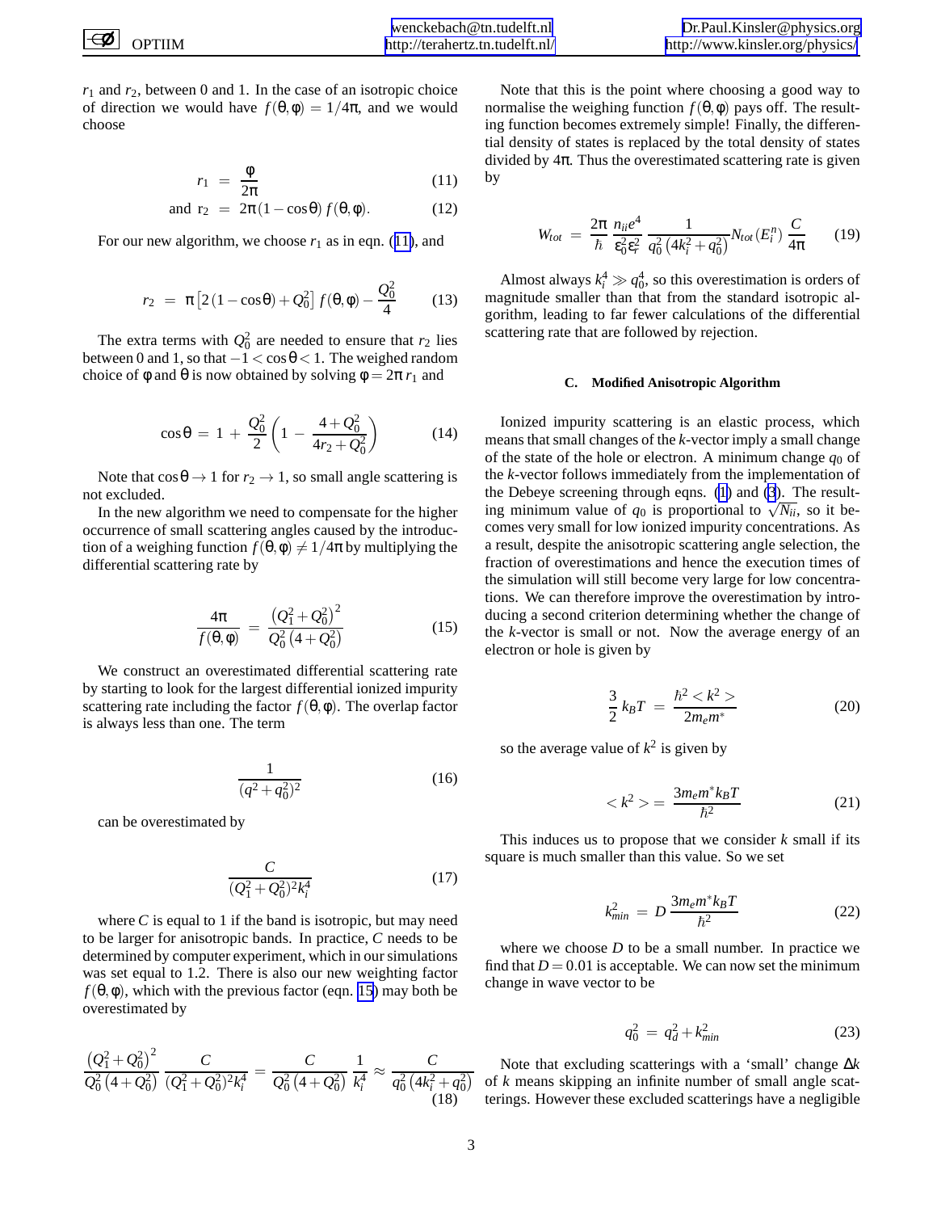$r_1$ and $r_2$, between 0 and 1. In the case of an isotropic choice of direction we would have $f(\theta,\phi) = 1/4\pi$, and we would choose

$$r_1 = \frac{\phi}{2\pi} \quad (11)$$

$$\text{and } r_2 = 2\pi(1-\cos\theta)\, f(\theta,\phi). \quad (12)$$

For our new algorithm, we choose $r_1$ as in eqn. (11), and

$$r_2 = \pi\left[2(1-\cos\theta) + Q_0^2\right] f(\theta,\phi) - \frac{Q_0^2}{4} \quad (13)$$

The extra terms with $Q_0^2$ are needed to ensure that $r_2$ lies between 0 and 1, so that $-1 < \cos\theta < 1$. The weighed random choice of $\phi$ and $\theta$ is now obtained by solving $\phi = 2\pi r_1$ and

$$\cos\theta = 1 + \frac{Q_0^2}{2}\left(1 - \frac{4+Q_0^2}{4r_2+Q_0^2}\right) \quad (14)$$

Note that $\cos\theta \to 1$ for $r_2 \to 1$, so small angle scattering is not excluded.

In the new algorithm we need to compensate for the higher occurrence of small scattering angles caused by the introduction of a weighing function $f(\theta,\phi) \neq 1/4\pi$ by multiplying the differential scattering rate by

$$\frac{4\pi}{f(\theta,\phi)} = \frac{\left(Q_1^2+Q_0^2\right)^2}{Q_0^2\left(4+Q_0^2\right)} \quad (15)$$

We construct an overestimated differential scattering rate by starting to look for the largest differential ionized impurity scattering rate including the factor $f(\theta,\phi)$. The overlap factor is always less than one. The term

$$\frac{1}{(q^2+q_0^2)^2} \quad (16)$$

can be overestimated by

$$\frac{C}{(Q_1^2+Q_0^2)^2 k_i^4} \quad (17)$$

where $C$ is equal to 1 if the band is isotropic, but may need to be larger for anisotropic bands. In practice, $C$ needs to be determined by computer experiment, which in our simulations was set equal to 1.2. There is also our new weighting factor $f(\theta,\phi)$, which with the previous factor (eqn. 15) may both be overestimated by

$$\frac{\left(Q_1^2+Q_0^2\right)^2}{Q_0^2\left(4+Q_0^2\right)}\,\frac{C}{(Q_1^2+Q_0^2)^2 k_i^4} = \frac{C}{Q_0^2\left(4+Q_0^2\right)}\,\frac{1}{k_i^4} \approx \frac{C}{q_0^2\left(4k_i^2+q_0^2\right)} \quad (18)$$

Note that this is the point where choosing a good way to normalise the weighing function $f(\theta,\phi)$ pays off. The resulting function becomes extremely simple! Finally, the differential density of states is replaced by the total density of states divided by $4\pi$. Thus the overestimated scattering rate is given by

$$W_{tot} = \frac{2\pi}{\hbar}\,\frac{n_{ii}e^4}{\varepsilon_0^2\varepsilon_r^2}\,\frac{1}{q_0^2\left(4k_i^2+q_0^2\right)} N_{tot}(E_i^n)\,\frac{C}{4\pi} \quad (19)$$

Almost always $k_i^4 \gg q_0^4$, so this overestimation is orders of magnitude smaller than that from the standard isotropic algorithm, leading to far fewer calculations of the differential scattering rate that are followed by rejection.

### C. Modified Anisotropic Algorithm

Ionized impurity scattering is an elastic process, which means that small changes of the $k$-vector imply a small change of the state of the hole or electron. A minimum change $q_0$ of the $k$-vector follows immediately from the implementation of the Debeye screening through eqns. (1) and (3). The resulting minimum value of $q_0$ is proportional to $\sqrt{N_{ii}}$, so it becomes very small for low ionized impurity concentrations. As a result, despite the anisotropic scattering angle selection, the fraction of overestimations and hence the execution times of the simulation will still become very large for low concentrations. We can therefore improve the overestimation by introducing a second criterion determining whether the change of the $k$-vector is small or not. Now the average energy of an electron or hole is given by

$$\frac{3}{2}\,k_BT = \frac{\hbar^2 < k^2 >}{2m_e m^*} \quad (20)$$

so the average value of $k^2$ is given by

$$< k^2 > = \frac{3m_e m^* k_B T}{\hbar^2} \quad (21)$$

This induces us to propose that we consider $k$ small if its square is much smaller than this value. So we set

$$k_{min}^2 = D\,\frac{3m_e m^* k_B T}{\hbar^2} \quad (22)$$

where we choose $D$ to be a small number. In practice we find that $D = 0.01$ is acceptable. We can now set the minimum change in wave vector to be

$$q_0^2 = q_d^2 + k_{min}^2 \quad (23)$$

Note that excluding scatterings with a 'small' change $\Delta k$ of $k$ means skipping an infinite number of small angle scatterings. However these excluded scatterings have a negligible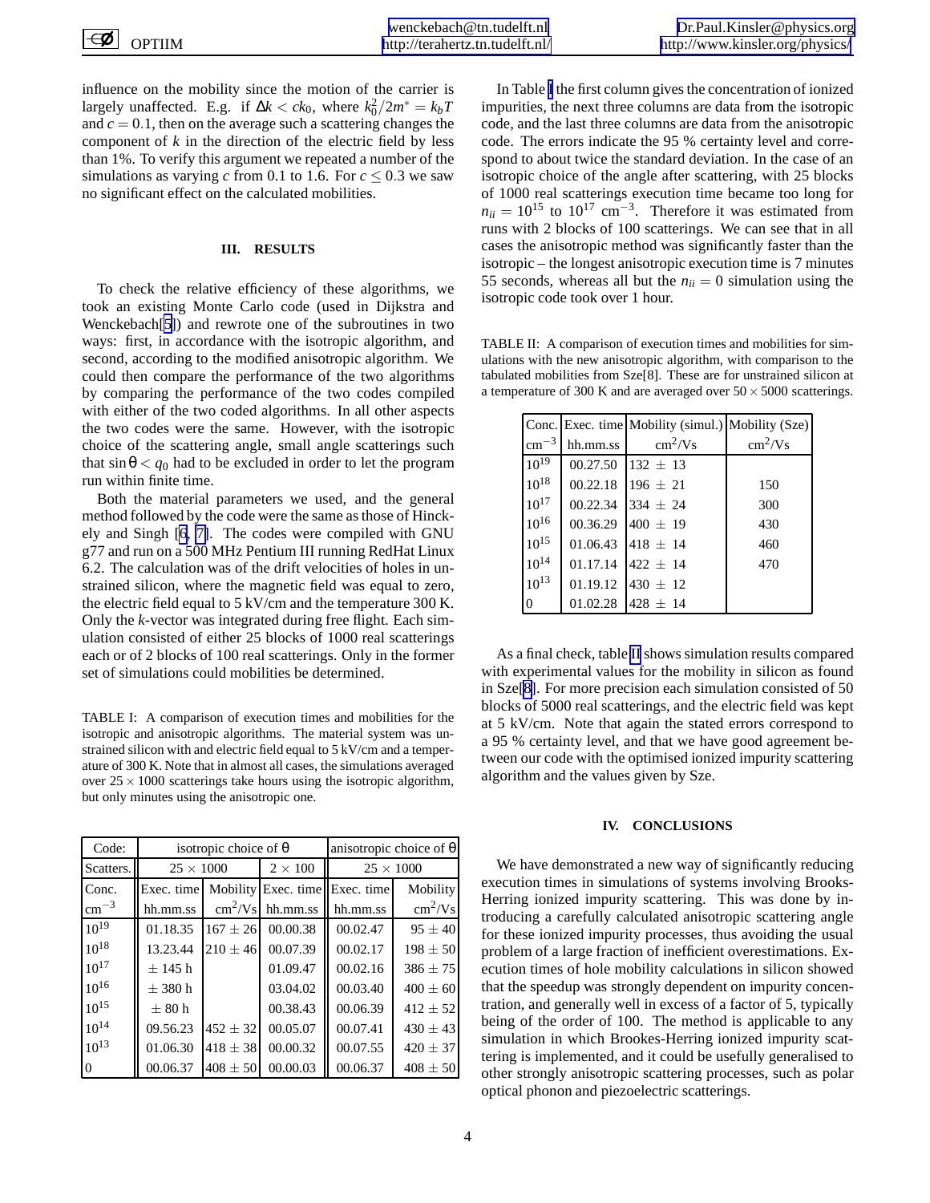influence on the mobility since the motion of the carrier is largely unaffected. E.g. if $\Delta k < ck_0$, where $k_0^2/2m^* = k_bT$ and $c = 0.1$, then on the average such a scattering changes the component of $k$ in the direction of the electric field by less than 1%. To verify this argument we repeated a number of the simulations as varying $c$ from 0.1 to 1.6. For $c \leq 0.3$ we saw no significant effect on the calculated mobilities.

## III. RESULTS

To check the relative efficiency of these algorithms, we took an existing Monte Carlo code (used in Dijkstra and Wenckebach[5]) and rewrote one of the subroutines in two ways: first, in accordance with the isotropic algorithm, and second, according to the modified anisotropic algorithm. We could then compare the performance of the two algorithms by comparing the performance of the two codes compiled with either of the two coded algorithms. In all other aspects the two codes were the same. However, with the isotropic choice of the scattering angle, small angle scatterings such that $\sin\theta < q_0$ had to be excluded in order to let the program run within finite time.

Both the material parameters we used, and the general method followed by the code were the same as those of Hinckely and Singh [6, 7]. The codes were compiled with GNU g77 and run on a 500 MHz Pentium III running RedHat Linux 6.2. The calculation was of the drift velocities of holes in unstrained silicon, where the magnetic field was equal to zero, the electric field equal to 5 kV/cm and the temperature 300 K. Only the $k$-vector was integrated during free flight. Each simulation consisted of either 25 blocks of 1000 real scatterings each or of 2 blocks of 100 real scatterings. Only in the former set of simulations could mobilities be determined.

TABLE I: A comparison of execution times and mobilities for the isotropic and anisotropic algorithms. The material system was unstrained silicon with and electric field equal to 5 kV/cm and a temperature of 300 K. Note that in almost all cases, the simulations averaged over $25 \times 1000$ scatterings take hours using the isotropic algorithm, but only minutes using the anisotropic one.

| Code: | isotropic choice of $\theta$ | | | anisotropic choice of $\theta$ | |
|---|---|---|---|---|---|
| Scatters. | $25 \times 1000$ | | $2 \times 100$ | $25 \times 1000$ | |
| Conc. $\mathrm{cm}^{-3}$ | Exec. time hh.mm.ss | Mobility $\mathrm{cm}^2/\mathrm{Vs}$ | Exec. time hh.mm.ss | Exec. time hh.mm.ss | Mobility $\mathrm{cm}^2/\mathrm{Vs}$ |
| $10^{19}$ | 01.18.35 | $167 \pm 26$ | 00.00.38 | 00.02.47 | $95 \pm 40$ |
| $10^{18}$ | 13.23.44 | $210 \pm 46$ | 00.07.39 | 00.02.17 | $198 \pm 50$ |
| $10^{17}$ | $\pm$ 145 h | | 01.09.47 | 00.02.16 | $386 \pm 75$ |
| $10^{16}$ | $\pm$ 380 h | | 03.04.02 | 00.03.40 | $400 \pm 60$ |
| $10^{15}$ | $\pm$ 80 h | | 00.38.43 | 00.06.39 | $412 \pm 52$ |
| $10^{14}$ | 09.56.23 | $452 \pm 32$ | 00.05.07 | 00.07.41 | $430 \pm 43$ |
| $10^{13}$ | 01.06.30 | $418 \pm 38$ | 00.00.32 | 00.07.55 | $420 \pm 37$ |
| 0 | 00.06.37 | $408 \pm 50$ | 00.00.03 | 00.06.37 | $408 \pm 50$ |

In Table I the first column gives the concentration of ionized impurities, the next three columns are data from the isotropic code, and the last three columns are data from the anisotropic code. The errors indicate the 95 % certainty level and correspond to about twice the standard deviation. In the case of an isotropic choice of the angle after scattering, with 25 blocks of 1000 real scatterings execution time became too long for $n_{ii} = 10^{15}$ to $10^{17}$ cm$^{-3}$. Therefore it was estimated from runs with 2 blocks of 100 scatterings. We can see that in all cases the anisotropic method was significantly faster than the isotropic – the longest anisotropic execution time is 7 minutes 55 seconds, whereas all but the $n_{ii} = 0$ simulation using the isotropic code took over 1 hour.

TABLE II: A comparison of execution times and mobilities for simulations with the new anisotropic algorithm, with comparison to the tabulated mobilities from Sze[8]. These are for unstrained silicon at a temperature of 300 K and are averaged over $50 \times 5000$ scatterings.

| Conc. $\mathrm{cm}^{-3}$ | Exec. time hh.mm.ss | Mobility (simul.) $\mathrm{cm}^2/\mathrm{Vs}$ | Mobility (Sze) $\mathrm{cm}^2/\mathrm{Vs}$ |
|---|---|---|---|
| $10^{19}$ | 00.27.50 | $132 \pm 13$ | |
| $10^{18}$ | 00.22.18 | $196 \pm 21$ | 150 |
| $10^{17}$ | 00.22.34 | $334 \pm 24$ | 300 |
| $10^{16}$ | 00.36.29 | $400 \pm 19$ | 430 |
| $10^{15}$ | 01.06.43 | $418 \pm 14$ | 460 |
| $10^{14}$ | 01.17.14 | $422 \pm 14$ | 470 |
| $10^{13}$ | 01.19.12 | $430 \pm 12$ | |
| 0 | 01.02.28 | $428 \pm 14$ | |

As a final check, table II shows simulation results compared with experimental values for the mobility in silicon as found in Sze[8]. For more precision each simulation consisted of 50 blocks of 5000 real scatterings, and the electric field was kept at 5 kV/cm. Note that again the stated errors correspond to a 95 % certainty level, and that we have good agreement between our code with the optimised ionized impurity scattering algorithm and the values given by Sze.

## IV. CONCLUSIONS

We have demonstrated a new way of significantly reducing execution times in simulations of systems involving Brooks-Herring ionized impurity scattering. This was done by introducing a carefully calculated anisotropic scattering angle for these ionized impurity processes, thus avoiding the usual problem of a large fraction of inefficient overestimations. Execution times of hole mobility calculations in silicon showed that the speedup was strongly dependent on impurity concentration, and generally well in excess of a factor of 5, typically being of the order of 100. The method is applicable to any simulation in which Brookes-Herring ionized impurity scattering is implemented, and it could be usefully generalised to other strongly anisotropic scattering processes, such as polar optical phonon and piezoelectric scatterings.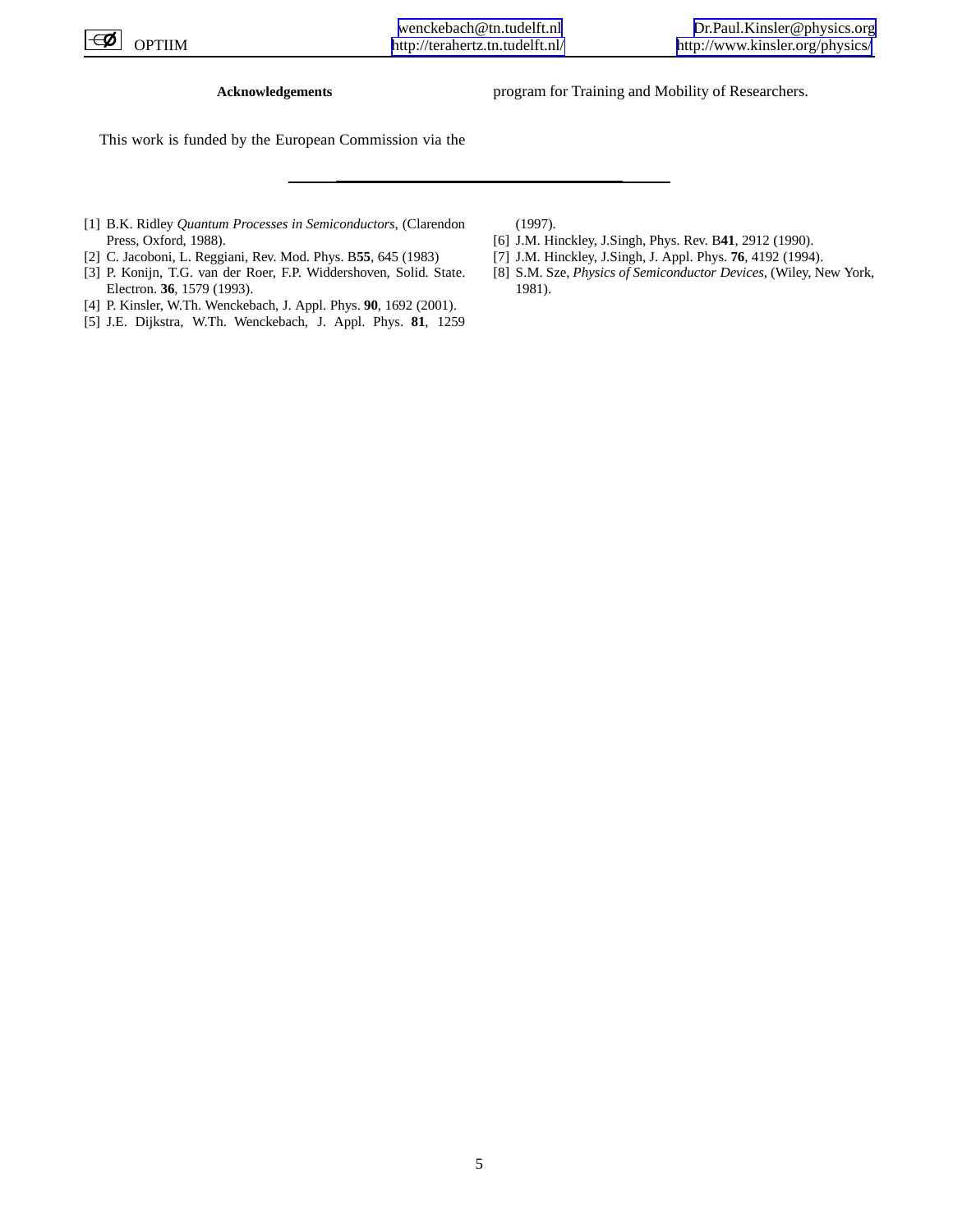#### Acknowledgements

This work is funded by the European Commission via the program for Training and Mobility of Researchers.

---

[1] B.K. Ridley *Quantum Processes in Semiconductors*, (Clarendon Press, Oxford, 1988).

[2] C. Jacoboni, L. Reggiani, Rev. Mod. Phys. B**55**, 645 (1983)

[3] P. Konijn, T.G. van der Roer, F.P. Widdershoven, Solid. State. Electron. **36**, 1579 (1993).

[4] P. Kinsler, W.Th. Wenckebach, J. Appl. Phys. **90**, 1692 (2001).

[5] J.E. Dijkstra, W.Th. Wenckebach, J. Appl. Phys. **81**, 1259 (1997).

[6] J.M. Hinckley, J.Singh, Phys. Rev. B**41**, 2912 (1990).

[7] J.M. Hinckley, J.Singh, J. Appl. Phys. **76**, 4192 (1994).

[8] S.M. Sze, *Physics of Semiconductor Devices*, (Wiley, New York, 1981).